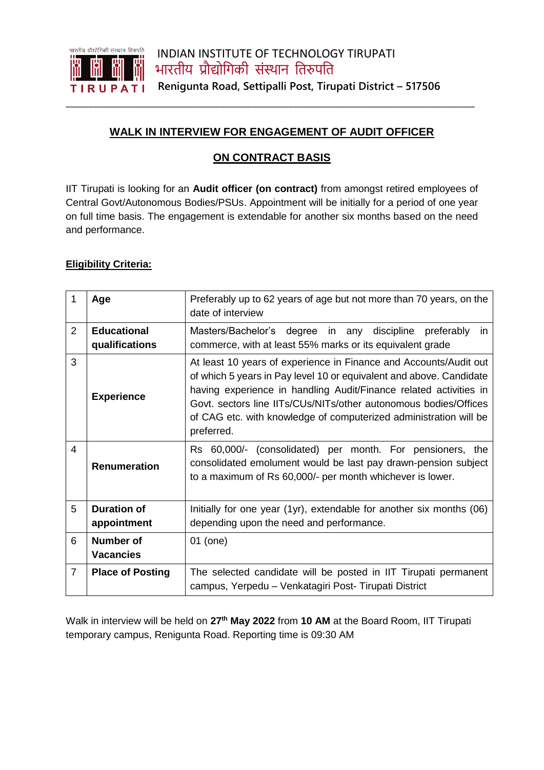INDIAN INSTITUTE OF TECHNOLOGY TIRUPATI
भारतीय प्रौद्योगिकी संस्थान तिरुपति
**Renigunta Road, Settipalli Post, Tirupati District – 517506**

---

## WALK IN INTERVIEW FOR ENGAGEMENT OF AUDIT OFFICER

## ON CONTRACT BASIS

IIT Tirupati is looking for an **Audit officer (on contract)** from amongst retired employees of Central Govt/Autonomous Bodies/PSUs. Appointment will be initially for a period of one year on full time basis. The engagement is extendable for another six months based on the need and performance.

### Eligibility Criteria:

| | | |
|---|---|---|
| 1 | **Age** | Preferably up to 62 years of age but not more than 70 years, on the date of interview |
| 2 | **Educational qualifications** | Masters/Bachelor's degree in any discipline preferably in commerce, with at least 55% marks or its equivalent grade |
| 3 | **Experience** | At least 10 years of experience in Finance and Accounts/Audit out of which 5 years in Pay level 10 or equivalent and above. Candidate having experience in handling Audit/Finance related activities in Govt. sectors line IITs/CUs/NITs/other autonomous bodies/Offices of CAG etc. with knowledge of computerized administration will be preferred. |
| 4 | **Renumeration** | Rs 60,000/- (consolidated) per month. For pensioners, the consolidated emolument would be last pay drawn-pension subject to a maximum of Rs 60,000/- per month whichever is lower. |
| 5 | **Duration of appointment** | Initially for one year (1yr), extendable for another six months (06) depending upon the need and performance. |
| 6 | **Number of Vacancies** | 01 (one) |
| 7 | **Place of Posting** | The selected candidate will be posted in IIT Tirupati permanent campus, Yerpedu – Venkatagiri Post- Tirupati District |

Walk in interview will be held on **27th May 2022** from **10 AM** at the Board Room, IIT Tirupati temporary campus, Renigunta Road. Reporting time is 09:30 AM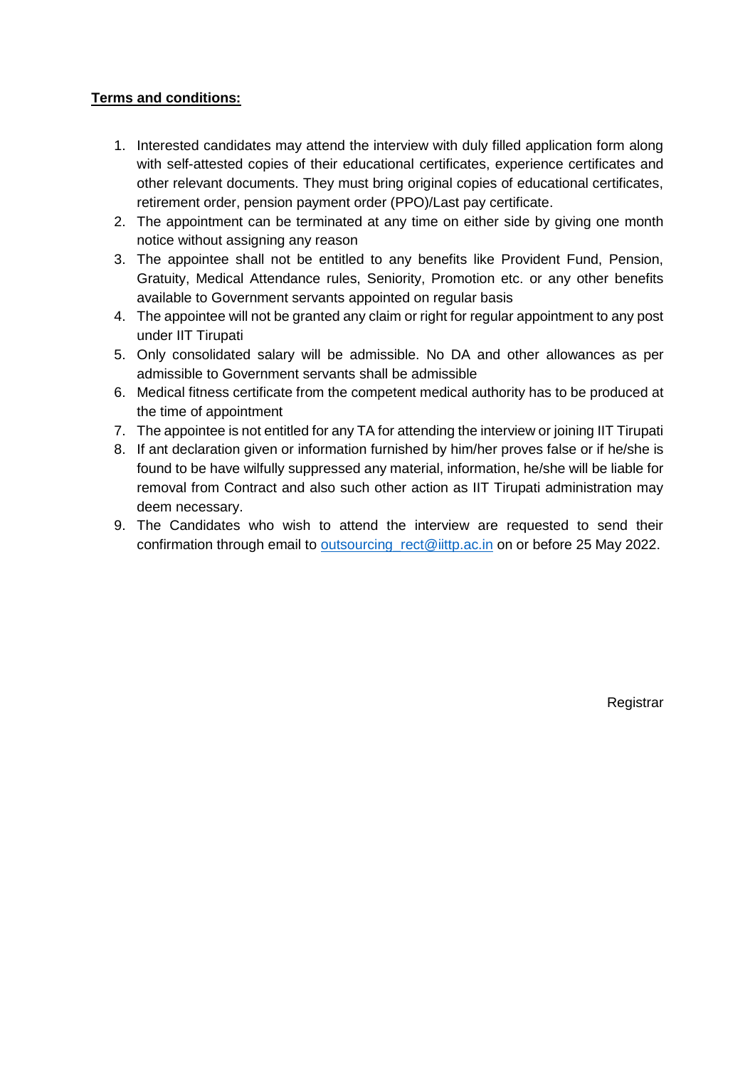**Terms and conditions:**

1. Interested candidates may attend the interview with duly filled application form along with self-attested copies of their educational certificates, experience certificates and other relevant documents. They must bring original copies of educational certificates, retirement order, pension payment order (PPO)/Last pay certificate.
2. The appointment can be terminated at any time on either side by giving one month notice without assigning any reason
3. The appointee shall not be entitled to any benefits like Provident Fund, Pension, Gratuity, Medical Attendance rules, Seniority, Promotion etc. or any other benefits available to Government servants appointed on regular basis
4. The appointee will not be granted any claim or right for regular appointment to any post under IIT Tirupati
5. Only consolidated salary will be admissible. No DA and other allowances as per admissible to Government servants shall be admissible
6. Medical fitness certificate from the competent medical authority has to be produced at the time of appointment
7. The appointee is not entitled for any TA for attending the interview or joining IIT Tirupati
8. If ant declaration given or information furnished by him/her proves false or if he/she is found to be have wilfully suppressed any material, information, he/she will be liable for removal from Contract and also such other action as IIT Tirupati administration may deem necessary.
9. The Candidates who wish to attend the interview are requested to send their confirmation through email to outsourcing_rect@iittp.ac.in on or before 25 May 2022.

Registrar